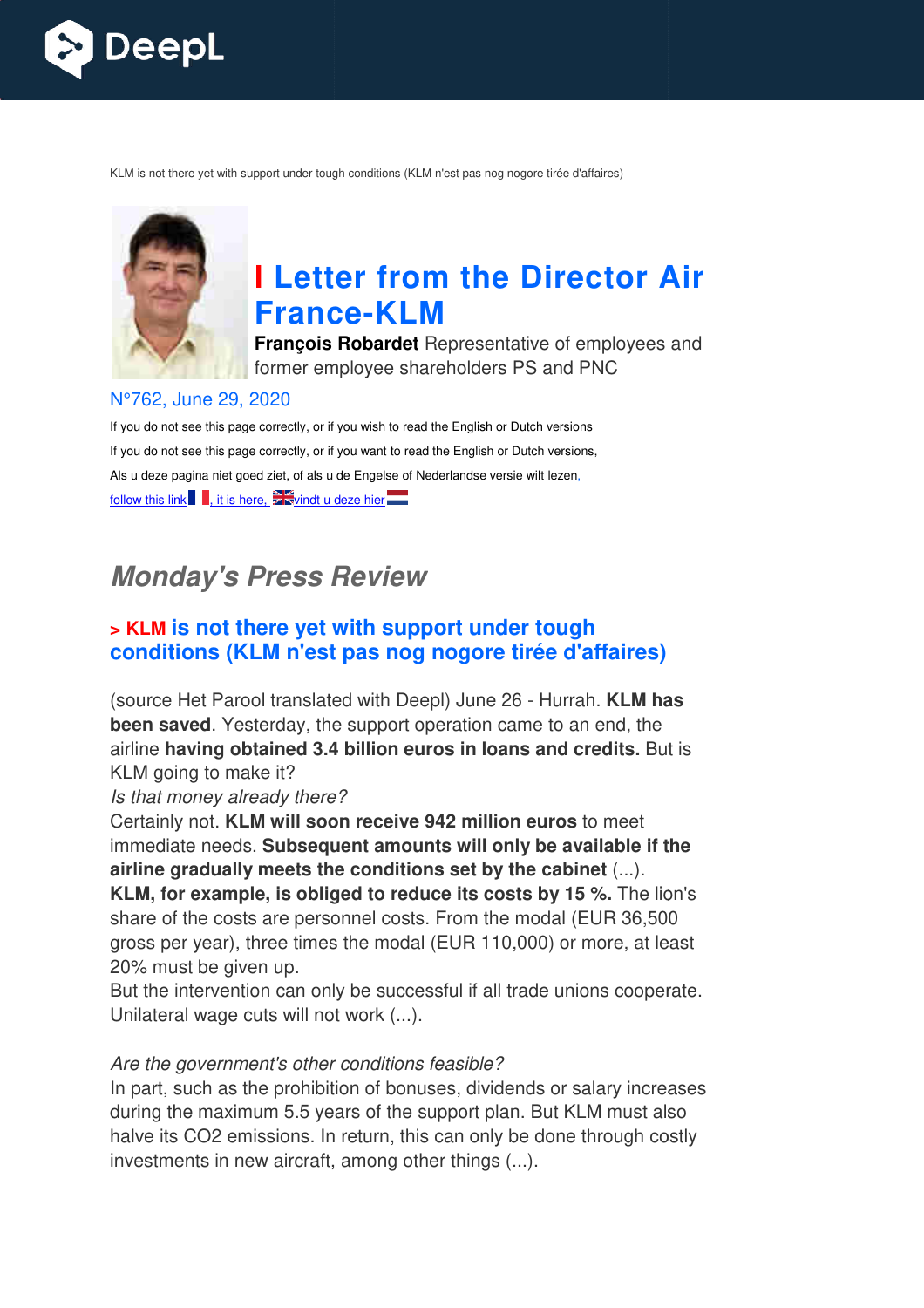KLM is not there yet with support under tough conditions (KLM n'est pas nog nogore tirée d'affaires)

# I Letter from the Director Air France-KLM

**François Robardet** Representative of employees and former employee shareholders PS and PNC

N°762, June 29, 2020

If you do not see this page correctly, or if you wish to read the English or Dutch versions

If you do not see this page correctly, or if you want to read the English or Dutch versions,

Als u deze pagina niet goed ziet, of als u de Engelse of Nederlandse versie wilt lezen,

follow this link, it is here, vindt u deze hier

## *Monday's Press Review*

### > KLM is not there yet with support under tough conditions (KLM n'est pas nog nogore tirée d'affaires)

(source Het Parool translated with Deepl) June 26 - Hurrah. **KLM has been saved**. Yesterday, the support operation came to an end, the airline **having obtained 3.4 billion euros in loans and credits.** But is KLM going to make it?

*Is that money already there?*

Certainly not. **KLM will soon receive 942 million euros** to meet immediate needs. **Subsequent amounts will only be available if the airline gradually meets the conditions set by the cabinet** (...).

**KLM, for example, is obliged to reduce its costs by 15 %.** The lion's share of the costs are personnel costs. From the modal (EUR 36,500 gross per year), three times the modal (EUR 110,000) or more, at least 20% must be given up.

But the intervention can only be successful if all trade unions cooperate. Unilateral wage cuts will not work (...).

*Are the government's other conditions feasible?*

In part, such as the prohibition of bonuses, dividends or salary increases during the maximum 5.5 years of the support plan. But KLM must also halve its CO2 emissions. In return, this can only be done through costly investments in new aircraft, among other things (...).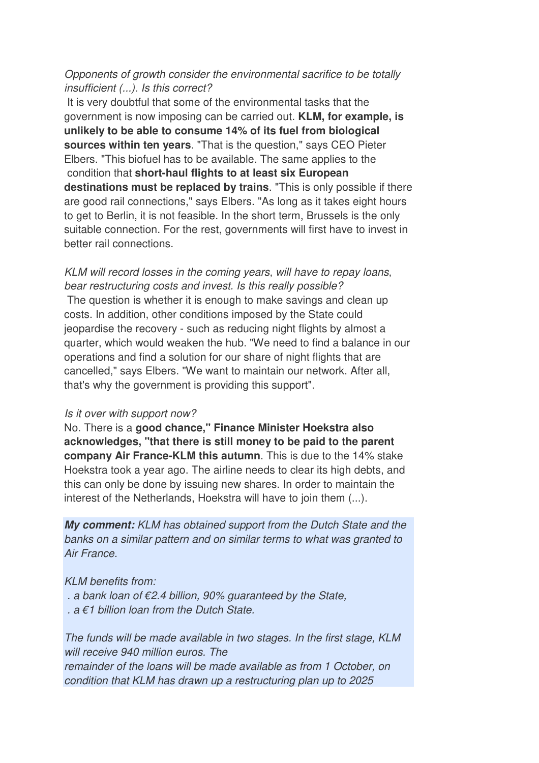*Opponents of growth consider the environmental sacrifice to be totally insufficient (...). Is this correct?*

It is very doubtful that some of the environmental tasks that the government is now imposing can be carried out. **KLM, for example, is unlikely to be able to consume 14% of its fuel from biological sources within ten years**. "That is the question," says CEO Pieter Elbers. "This biofuel has to be available. The same applies to the condition that **short-haul flights to at least six European destinations must be replaced by trains**. "This is only possible if there are good rail connections," says Elbers. "As long as it takes eight hours to get to Berlin, it is not feasible. In the short term, Brussels is the only suitable connection. For the rest, governments will first have to invest in better rail connections.

*KLM will record losses in the coming years, will have to repay loans, bear restructuring costs and invest. Is this really possible?*

The question is whether it is enough to make savings and clean up costs. In addition, other conditions imposed by the State could jeopardise the recovery - such as reducing night flights by almost a quarter, which would weaken the hub. "We need to find a balance in our operations and find a solution for our share of night flights that are cancelled," says Elbers. "We want to maintain our network. After all, that's why the government is providing this support".

*Is it over with support now?*

No. There is a **good chance," Finance Minister Hoekstra also acknowledges, "that there is still money to be paid to the parent company Air France-KLM this autumn**. This is due to the 14% stake Hoekstra took a year ago. The airline needs to clear its high debts, and this can only be done by issuing new shares. In order to maintain the interest of the Netherlands, Hoekstra will have to join them (...).

***My comment:*** *KLM has obtained support from the Dutch State and the banks on a similar pattern and on similar terms to what was granted to Air France.*

*KLM benefits from:*

*. a bank loan of €2.4 billion, 90% guaranteed by the State,*
*. a €1 billion loan from the Dutch State.*

*The funds will be made available in two stages. In the first stage, KLM will receive 940 million euros. The remainder of the loans will be made available as from 1 October, on condition that KLM has drawn up a restructuring plan up to 2025*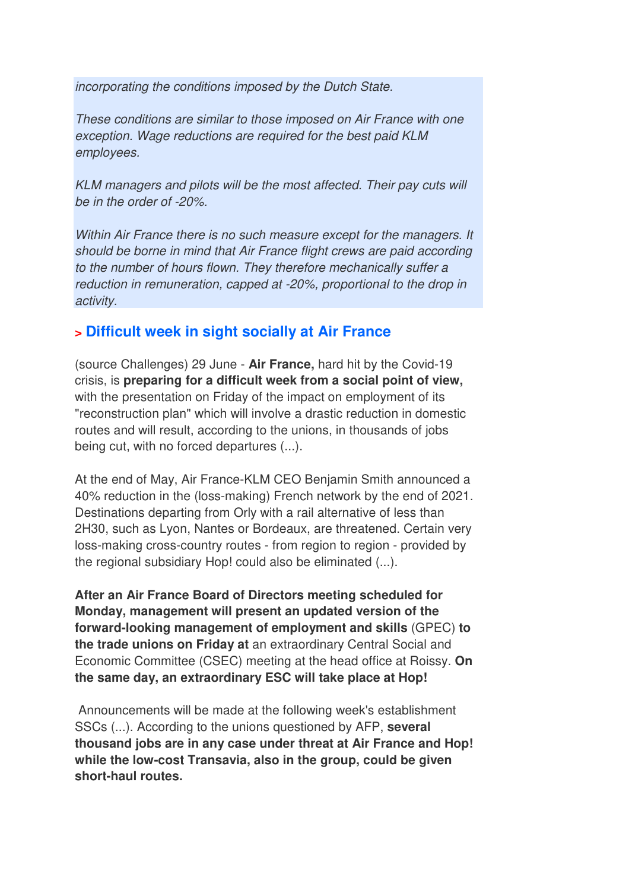*incorporating the conditions imposed by the Dutch State.*

*These conditions are similar to those imposed on Air France with one exception. Wage reductions are required for the best paid KLM employees.*

*KLM managers and pilots will be the most affected. Their pay cuts will be in the order of -20%.*

*Within Air France there is no such measure except for the managers. It should be borne in mind that Air France flight crews are paid according to the number of hours flown. They therefore mechanically suffer a reduction in remuneration, capped at -20%, proportional to the drop in activity.*

## > Difficult week in sight socially at Air France

(source Challenges) 29 June - **Air France,** hard hit by the Covid-19 crisis, is **preparing for a difficult week from a social point of view,** with the presentation on Friday of the impact on employment of its "reconstruction plan" which will involve a drastic reduction in domestic routes and will result, according to the unions, in thousands of jobs being cut, with no forced departures (...).

At the end of May, Air France-KLM CEO Benjamin Smith announced a 40% reduction in the (loss-making) French network by the end of 2021. Destinations departing from Orly with a rail alternative of less than 2H30, such as Lyon, Nantes or Bordeaux, are threatened. Certain very loss-making cross-country routes - from region to region - provided by the regional subsidiary Hop! could also be eliminated (...).

**After an Air France Board of Directors meeting scheduled for Monday, management will present an updated version of the forward-looking management of employment and skills** (GPEC) **to the trade unions on Friday at** an extraordinary Central Social and Economic Committee (CSEC) meeting at the head office at Roissy. **On the same day, an extraordinary ESC will take place at Hop!**

Announcements will be made at the following week's establishment SSCs (...). According to the unions questioned by AFP, **several thousand jobs are in any case under threat at Air France and Hop! while the low-cost Transavia, also in the group, could be given short-haul routes.**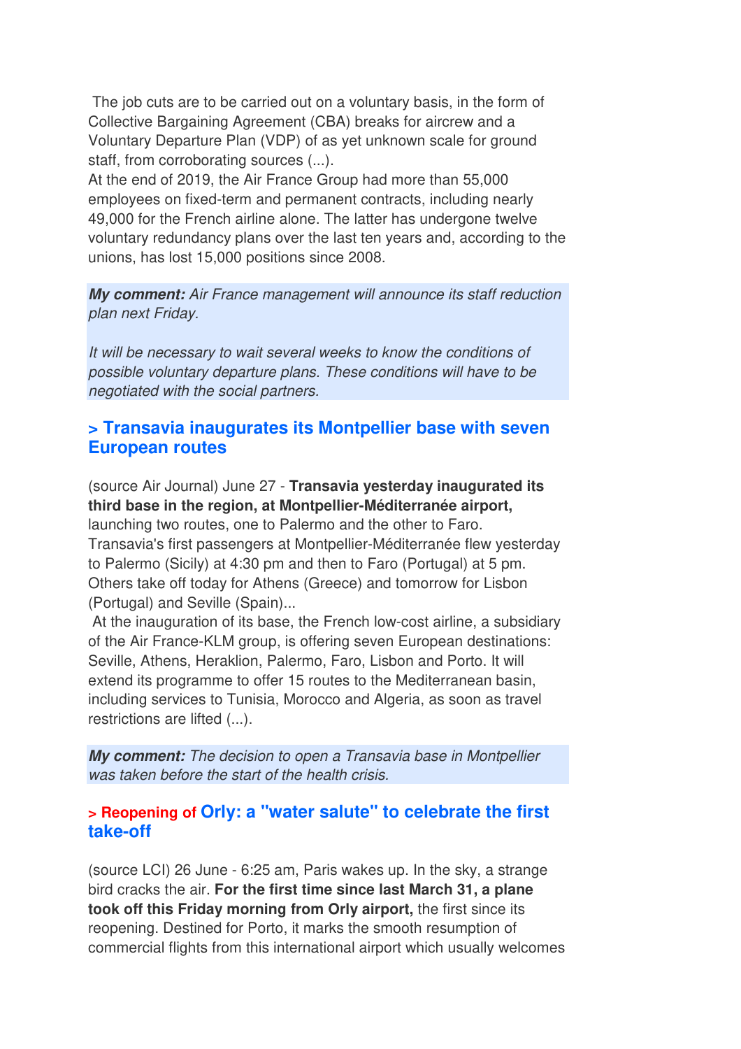The job cuts are to be carried out on a voluntary basis, in the form of Collective Bargaining Agreement (CBA) breaks for aircrew and a Voluntary Departure Plan (VDP) of as yet unknown scale for ground staff, from corroborating sources (...).
At the end of 2019, the Air France Group had more than 55,000 employees on fixed-term and permanent contracts, including nearly 49,000 for the French airline alone. The latter has undergone twelve voluntary redundancy plans over the last ten years and, according to the unions, has lost 15,000 positions since 2008.

***My comment:*** *Air France management will announce its staff reduction plan next Friday.*

*It will be necessary to wait several weeks to know the conditions of possible voluntary departure plans. These conditions will have to be negotiated with the social partners.*

## > Transavia inaugurates its Montpellier base with seven European routes

(source Air Journal) June 27 - **Transavia yesterday inaugurated its third base in the region, at Montpellier-Méditerranée airport,** launching two routes, one to Palermo and the other to Faro.
Transavia's first passengers at Montpellier-Méditerranée flew yesterday to Palermo (Sicily) at 4:30 pm and then to Faro (Portugal) at 5 pm. Others take off today for Athens (Greece) and tomorrow for Lisbon (Portugal) and Seville (Spain)...
At the inauguration of its base, the French low-cost airline, a subsidiary of the Air France-KLM group, is offering seven European destinations: Seville, Athens, Heraklion, Palermo, Faro, Lisbon and Porto. It will extend its programme to offer 15 routes to the Mediterranean basin, including services to Tunisia, Morocco and Algeria, as soon as travel restrictions are lifted (...).

***My comment:*** *The decision to open a Transavia base in Montpellier was taken before the start of the health crisis.*

## > Reopening of Orly: a "water salute" to celebrate the first take-off

(source LCI) 26 June - 6:25 am, Paris wakes up. In the sky, a strange bird cracks the air. **For the first time since last March 31, a plane took off this Friday morning from Orly airport,** the first since its reopening. Destined for Porto, it marks the smooth resumption of commercial flights from this international airport which usually welcomes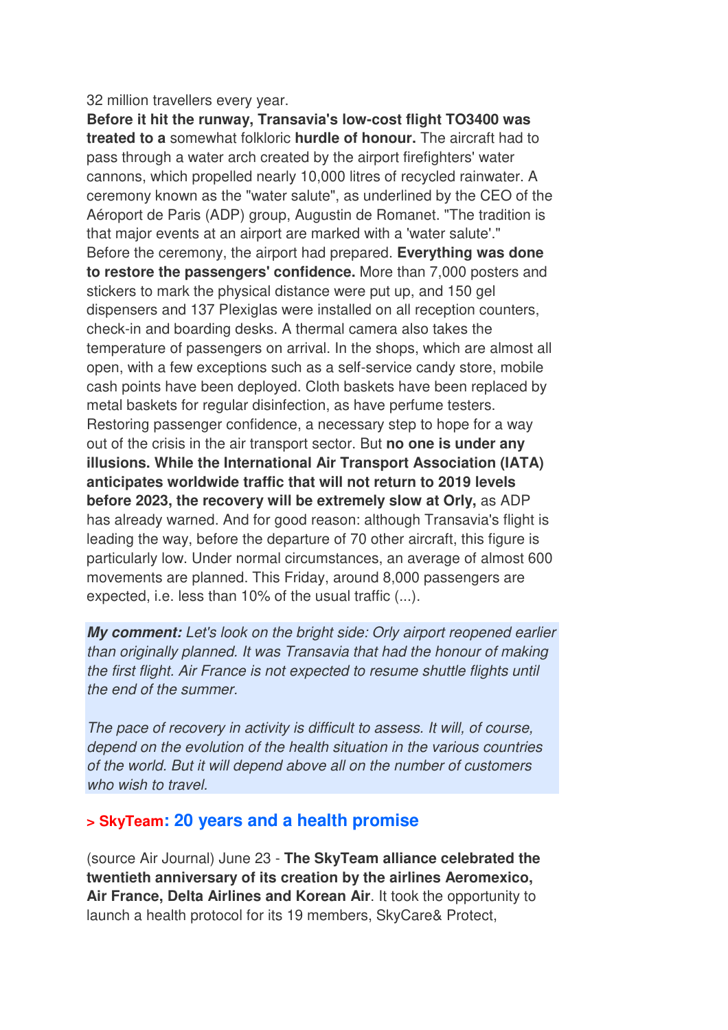32 million travellers every year.

**Before it hit the runway, Transavia's low-cost flight TO3400 was treated to a** somewhat folkloric **hurdle of honour.** The aircraft had to pass through a water arch created by the airport firefighters' water cannons, which propelled nearly 10,000 litres of recycled rainwater. A ceremony known as the "water salute", as underlined by the CEO of the Aéroport de Paris (ADP) group, Augustin de Romanet. "The tradition is that major events at an airport are marked with a 'water salute'."

Before the ceremony, the airport had prepared. **Everything was done to restore the passengers' confidence.** More than 7,000 posters and stickers to mark the physical distance were put up, and 150 gel dispensers and 137 Plexiglas were installed on all reception counters, check-in and boarding desks. A thermal camera also takes the temperature of passengers on arrival. In the shops, which are almost all open, with a few exceptions such as a self-service candy store, mobile cash points have been deployed. Cloth baskets have been replaced by metal baskets for regular disinfection, as have perfume testers.

Restoring passenger confidence, a necessary step to hope for a way out of the crisis in the air transport sector. But **no one is under any illusions. While the International Air Transport Association (IATA) anticipates worldwide traffic that will not return to 2019 levels before 2023, the recovery will be extremely slow at Orly,** as ADP has already warned. And for good reason: although Transavia's flight is leading the way, before the departure of 70 other aircraft, this figure is particularly low. Under normal circumstances, an average of almost 600 movements are planned. This Friday, around 8,000 passengers are expected, i.e. less than 10% of the usual traffic (...).

***My comment:*** *Let's look on the bright side: Orly airport reopened earlier than originally planned. It was Transavia that had the honour of making the first flight. Air France is not expected to resume shuttle flights until the end of the summer.*

*The pace of recovery in activity is difficult to assess. It will, of course, depend on the evolution of the health situation in the various countries of the world. But it will depend above all on the number of customers who wish to travel.*

## > SkyTeam: 20 years and a health promise

(source Air Journal) June 23 - **The SkyTeam alliance celebrated the twentieth anniversary of its creation by the airlines Aeromexico, Air France, Delta Airlines and Korean Air**. It took the opportunity to launch a health protocol for its 19 members, SkyCare& Protect,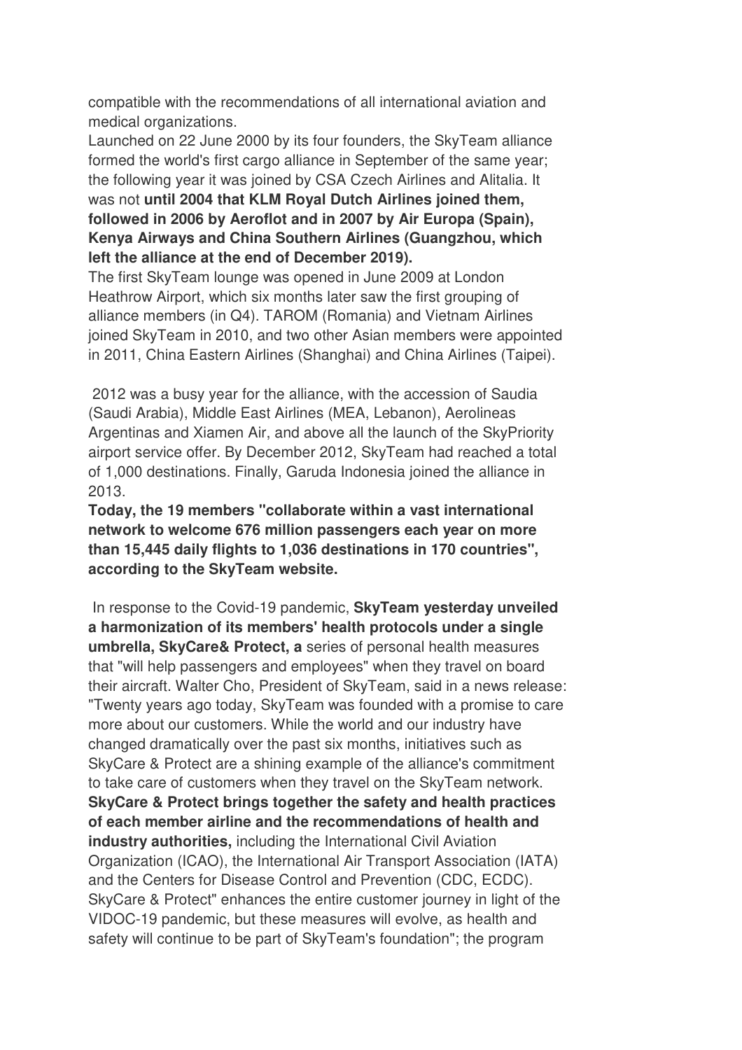compatible with the recommendations of all international aviation and medical organizations.

Launched on 22 June 2000 by its four founders, the SkyTeam alliance formed the world's first cargo alliance in September of the same year; the following year it was joined by CSA Czech Airlines and Alitalia. It was not **until 2004 that KLM Royal Dutch Airlines joined them, followed in 2006 by Aeroflot and in 2007 by Air Europa (Spain), Kenya Airways and China Southern Airlines (Guangzhou, which left the alliance at the end of December 2019).**

The first SkyTeam lounge was opened in June 2009 at London Heathrow Airport, which six months later saw the first grouping of alliance members (in Q4). TAROM (Romania) and Vietnam Airlines joined SkyTeam in 2010, and two other Asian members were appointed in 2011, China Eastern Airlines (Shanghai) and China Airlines (Taipei).

2012 was a busy year for the alliance, with the accession of Saudia (Saudi Arabia), Middle East Airlines (MEA, Lebanon), Aerolineas Argentinas and Xiamen Air, and above all the launch of the SkyPriority airport service offer. By December 2012, SkyTeam had reached a total of 1,000 destinations. Finally, Garuda Indonesia joined the alliance in 2013.

**Today, the 19 members "collaborate within a vast international network to welcome 676 million passengers each year on more than 15,445 daily flights to 1,036 destinations in 170 countries", according to the SkyTeam website.**

In response to the Covid-19 pandemic, **SkyTeam yesterday unveiled a harmonization of its members' health protocols under a single umbrella, SkyCare& Protect, a** series of personal health measures that "will help passengers and employees" when they travel on board their aircraft. Walter Cho, President of SkyTeam, said in a news release: "Twenty years ago today, SkyTeam was founded with a promise to care more about our customers. While the world and our industry have changed dramatically over the past six months, initiatives such as SkyCare & Protect are a shining example of the alliance's commitment to take care of customers when they travel on the SkyTeam network. **SkyCare & Protect brings together the safety and health practices of each member airline and the recommendations of health and industry authorities,** including the International Civil Aviation Organization (ICAO), the International Air Transport Association (IATA) and the Centers for Disease Control and Prevention (CDC, ECDC). SkyCare & Protect" enhances the entire customer journey in light of the VIDOC-19 pandemic, but these measures will evolve, as health and safety will continue to be part of SkyTeam's foundation"; the program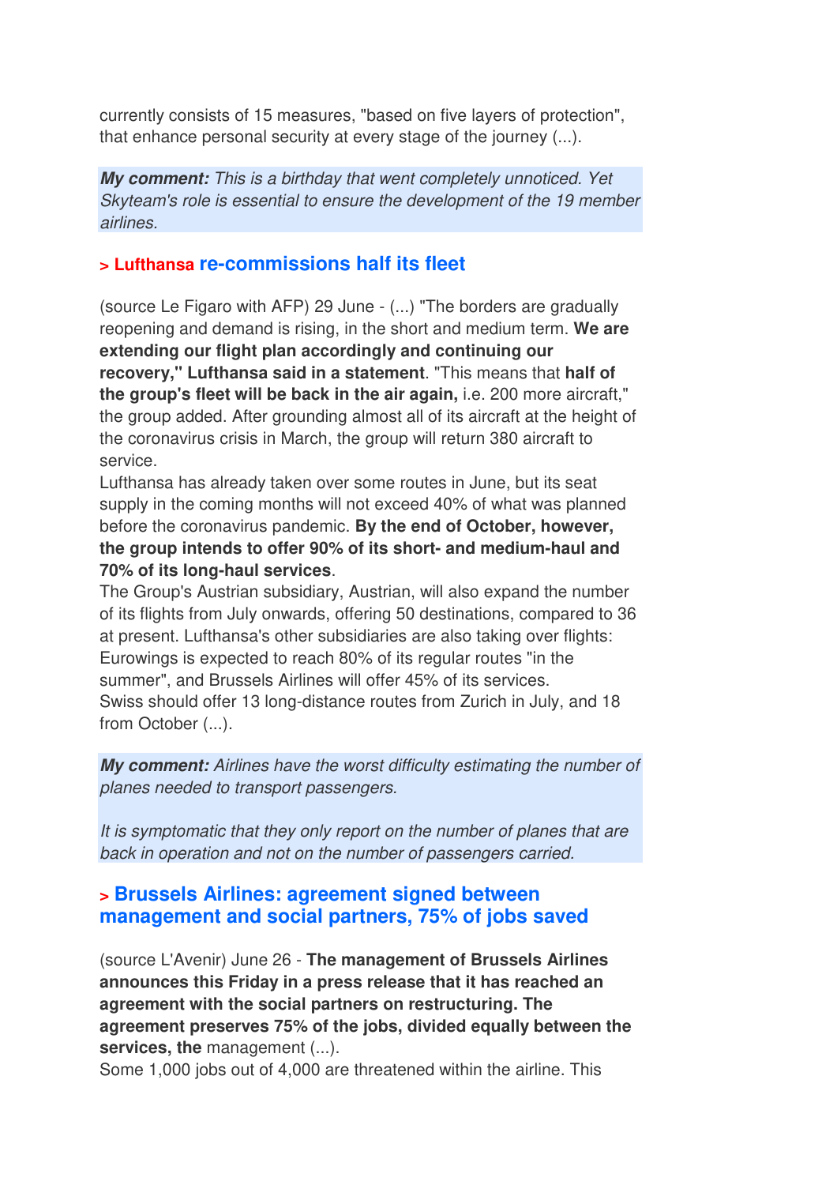currently consists of 15 measures, "based on five layers of protection", that enhance personal security at every stage of the journey (...).

***My comment:*** *This is a birthday that went completely unnoticed. Yet Skyteam's role is essential to ensure the development of the 19 member airlines.*

### > Lufthansa re-commissions half its fleet

(source Le Figaro with AFP) 29 June - (...) "The borders are gradually reopening and demand is rising, in the short and medium term. **We are extending our flight plan accordingly and continuing our recovery," Lufthansa said in a statement**. "This means that **half of the group's fleet will be back in the air again,** i.e. 200 more aircraft," the group added. After grounding almost all of its aircraft at the height of the coronavirus crisis in March, the group will return 380 aircraft to service.
Lufthansa has already taken over some routes in June, but its seat supply in the coming months will not exceed 40% of what was planned before the coronavirus pandemic. **By the end of October, however, the group intends to offer 90% of its short- and medium-haul and 70% of its long-haul services**.
The Group's Austrian subsidiary, Austrian, will also expand the number of its flights from July onwards, offering 50 destinations, compared to 36 at present. Lufthansa's other subsidiaries are also taking over flights: Eurowings is expected to reach 80% of its regular routes "in the summer", and Brussels Airlines will offer 45% of its services.
Swiss should offer 13 long-distance routes from Zurich in July, and 18 from October (...).

***My comment:*** *Airlines have the worst difficulty estimating the number of planes needed to transport passengers.*

*It is symptomatic that they only report on the number of planes that are back in operation and not on the number of passengers carried.*

### > Brussels Airlines: agreement signed between management and social partners, 75% of jobs saved

(source L'Avenir) June 26 - **The management of Brussels Airlines announces this Friday in a press release that it has reached an agreement with the social partners on restructuring. The agreement preserves 75% of the jobs, divided equally between the services, the** management (...).
Some 1,000 jobs out of 4,000 are threatened within the airline. This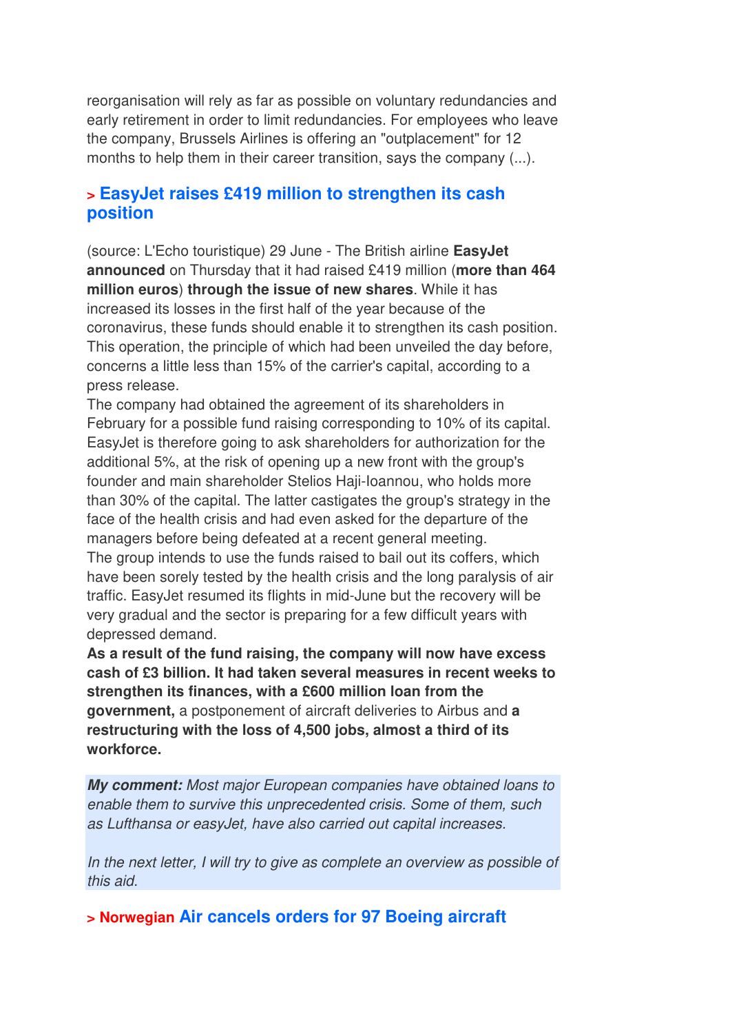reorganisation will rely as far as possible on voluntary redundancies and early retirement in order to limit redundancies. For employees who leave the company, Brussels Airlines is offering an "outplacement" for 12 months to help them in their career transition, says the company (...).

## > EasyJet raises £419 million to strengthen its cash position

(source: L'Echo touristique) 29 June - The British airline **EasyJet announced** on Thursday that it had raised £419 million (**more than 464 million euros**) **through the issue of new shares**. While it has increased its losses in the first half of the year because of the coronavirus, these funds should enable it to strengthen its cash position. This operation, the principle of which had been unveiled the day before, concerns a little less than 15% of the carrier's capital, according to a press release.

The company had obtained the agreement of its shareholders in February for a possible fund raising corresponding to 10% of its capital. EasyJet is therefore going to ask shareholders for authorization for the additional 5%, at the risk of opening up a new front with the group's founder and main shareholder Stelios Haji-Ioannou, who holds more than 30% of the capital. The latter castigates the group's strategy in the face of the health crisis and had even asked for the departure of the managers before being defeated at a recent general meeting.

The group intends to use the funds raised to bail out its coffers, which have been sorely tested by the health crisis and the long paralysis of air traffic. EasyJet resumed its flights in mid-June but the recovery will be very gradual and the sector is preparing for a few difficult years with depressed demand.

**As a result of the fund raising, the company will now have excess cash of £3 billion. It had taken several measures in recent weeks to strengthen its finances, with a £600 million loan from the government,** a postponement of aircraft deliveries to Airbus and **a restructuring with the loss of 4,500 jobs, almost a third of its workforce.**

***My comment:*** *Most major European companies have obtained loans to enable them to survive this unprecedented crisis. Some of them, such as Lufthansa or easyJet, have also carried out capital increases.*

*In the next letter, I will try to give as complete an overview as possible of this aid.*

## > Norwegian Air cancels orders for 97 Boeing aircraft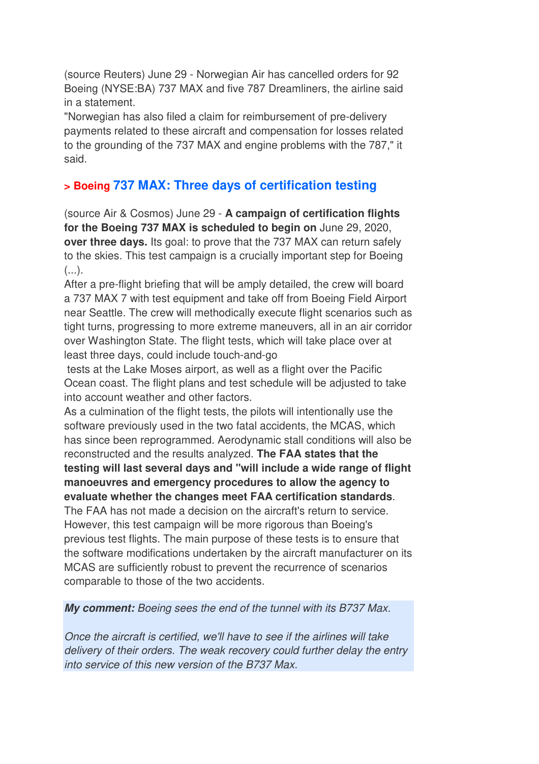(source Reuters) June 29 - Norwegian Air has cancelled orders for 92 Boeing (NYSE:BA) 737 MAX and five 787 Dreamliners, the airline said in a statement.

"Norwegian has also filed a claim for reimbursement of pre-delivery payments related to these aircraft and compensation for losses related to the grounding of the 737 MAX and engine problems with the 787," it said.

### > Boeing 737 MAX: Three days of certification testing

(source Air & Cosmos) June 29 - **A campaign of certification flights for the Boeing 737 MAX is scheduled to begin on** June 29, 2020, **over three days.** Its goal: to prove that the 737 MAX can return safely to the skies. This test campaign is a crucially important step for Boeing (...).

After a pre-flight briefing that will be amply detailed, the crew will board a 737 MAX 7 with test equipment and take off from Boeing Field Airport near Seattle. The crew will methodically execute flight scenarios such as tight turns, progressing to more extreme maneuvers, all in an air corridor over Washington State. The flight tests, which will take place over at least three days, could include touch-and-go tests at the Lake Moses airport, as well as a flight over the Pacific Ocean coast. The flight plans and test schedule will be adjusted to take into account weather and other factors.

As a culmination of the flight tests, the pilots will intentionally use the software previously used in the two fatal accidents, the MCAS, which has since been reprogrammed. Aerodynamic stall conditions will also be reconstructed and the results analyzed. **The FAA states that the testing will last several days and "will include a wide range of flight manoeuvres and emergency procedures to allow the agency to evaluate whether the changes meet FAA certification standards**. The FAA has not made a decision on the aircraft's return to service. However, this test campaign will be more rigorous than Boeing's previous test flights. The main purpose of these tests is to ensure that the software modifications undertaken by the aircraft manufacturer on its MCAS are sufficiently robust to prevent the recurrence of scenarios comparable to those of the two accidents.

***My comment:*** *Boeing sees the end of the tunnel with its B737 Max.*

*Once the aircraft is certified, we'll have to see if the airlines will take delivery of their orders. The weak recovery could further delay the entry into service of this new version of the B737 Max.*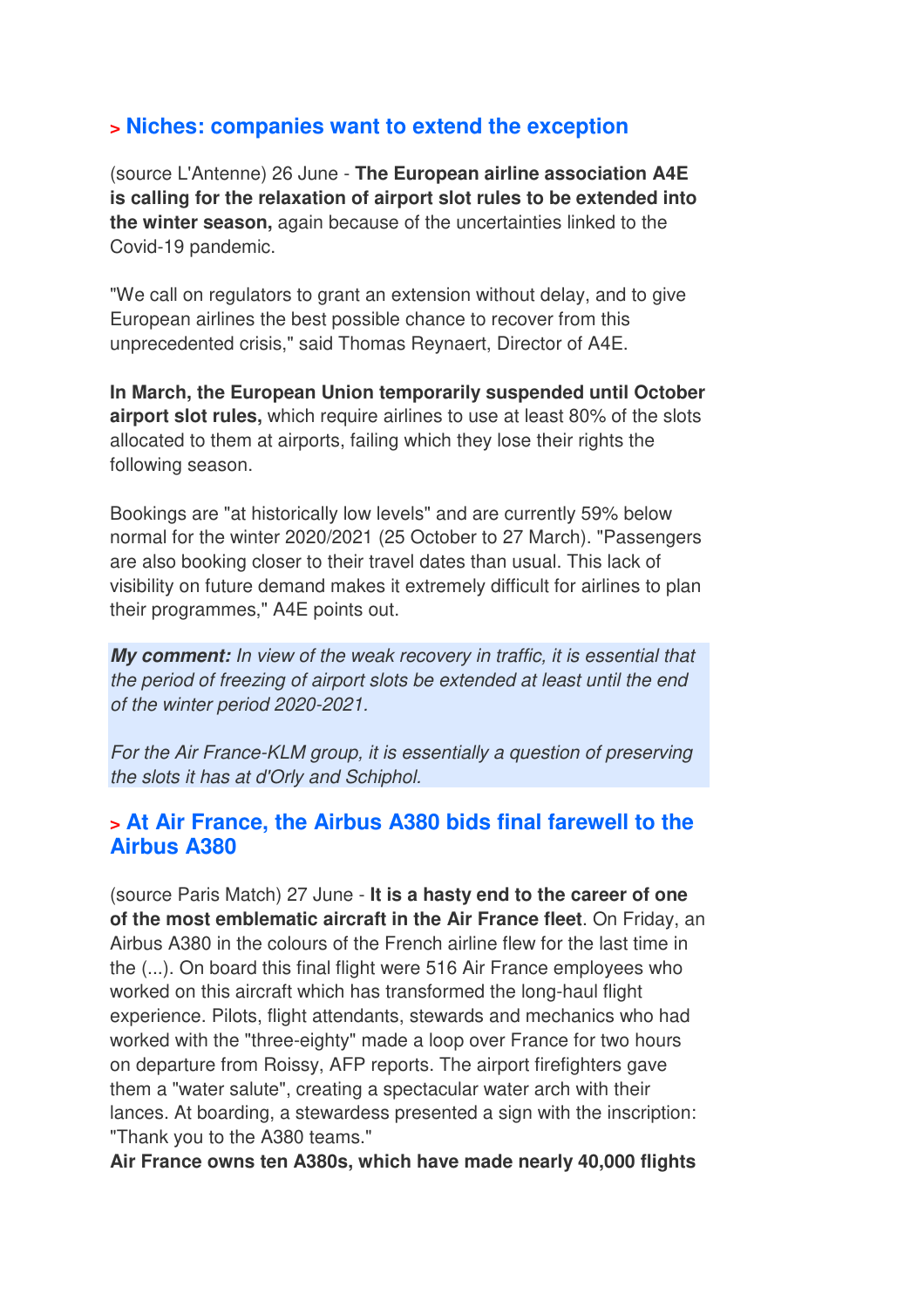## > Niches: companies want to extend the exception

(source L'Antenne) 26 June - **The European airline association A4E is calling for the relaxation of airport slot rules to be extended into the winter season,** again because of the uncertainties linked to the Covid-19 pandemic.

"We call on regulators to grant an extension without delay, and to give European airlines the best possible chance to recover from this unprecedented crisis," said Thomas Reynaert, Director of A4E.

**In March, the European Union temporarily suspended until October airport slot rules,** which require airlines to use at least 80% of the slots allocated to them at airports, failing which they lose their rights the following season.

Bookings are "at historically low levels" and are currently 59% below normal for the winter 2020/2021 (25 October to 27 March). "Passengers are also booking closer to their travel dates than usual. This lack of visibility on future demand makes it extremely difficult for airlines to plan their programmes," A4E points out.

***My comment:*** *In view of the weak recovery in traffic, it is essential that the period of freezing of airport slots be extended at least until the end of the winter period 2020-2021.*

*For the Air France-KLM group, it is essentially a question of preserving the slots it has at d'Orly and Schiphol.*

## > At Air France, the Airbus A380 bids final farewell to the Airbus A380

(source Paris Match) 27 June - **It is a hasty end to the career of one of the most emblematic aircraft in the Air France fleet**. On Friday, an Airbus A380 in the colours of the French airline flew for the last time in the (...). On board this final flight were 516 Air France employees who worked on this aircraft which has transformed the long-haul flight experience. Pilots, flight attendants, stewards and mechanics who had worked with the "three-eighty" made a loop over France for two hours on departure from Roissy, AFP reports. The airport firefighters gave them a "water salute", creating a spectacular water arch with their lances. At boarding, a stewardess presented a sign with the inscription: "Thank you to the A380 teams."

**Air France owns ten A380s, which have made nearly 40,000 flights**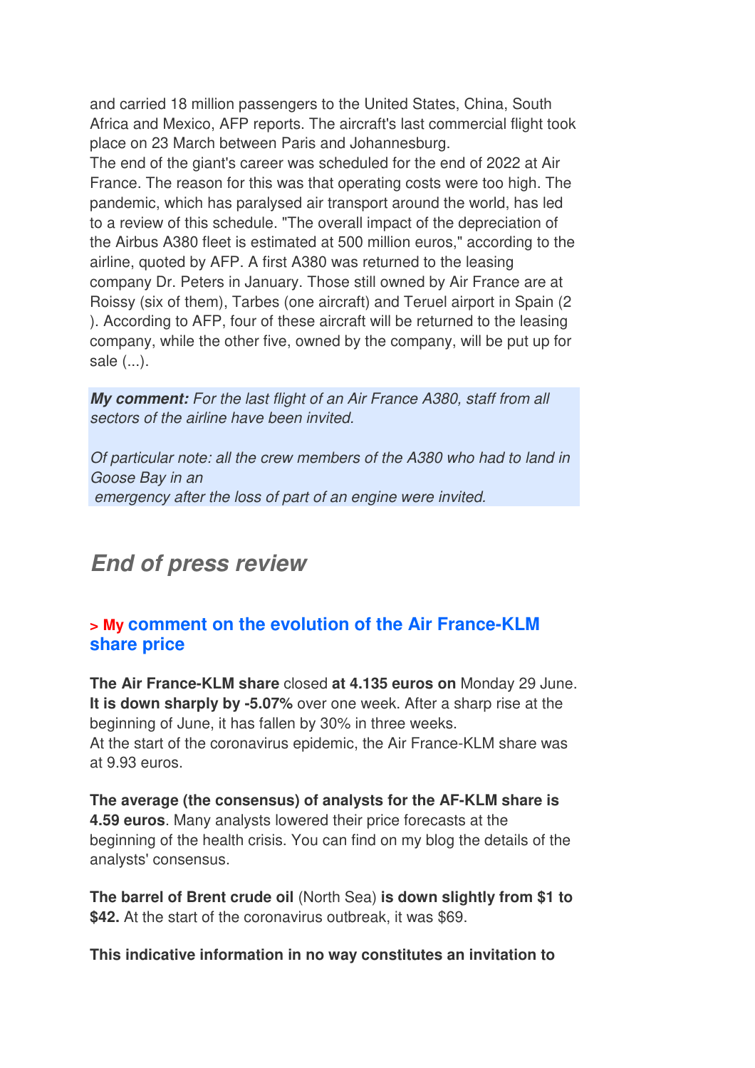and carried 18 million passengers to the United States, China, South Africa and Mexico, AFP reports. The aircraft's last commercial flight took place on 23 March between Paris and Johannesburg.
The end of the giant's career was scheduled for the end of 2022 at Air France. The reason for this was that operating costs were too high. The pandemic, which has paralysed air transport around the world, has led to a review of this schedule. "The overall impact of the depreciation of the Airbus A380 fleet is estimated at 500 million euros," according to the airline, quoted by AFP. A first A380 was returned to the leasing company Dr. Peters in January. Those still owned by Air France are at Roissy (six of them), Tarbes (one aircraft) and Teruel airport in Spain (2 ). According to AFP, four of these aircraft will be returned to the leasing company, while the other five, owned by the company, will be put up for sale (...).

***My comment:*** *For the last flight of an Air France A380, staff from all sectors of the airline have been invited.*

*Of particular note: all the crew members of the A380 who had to land in Goose Bay in an emergency after the loss of part of an engine were invited.*

## *End of press review*

### > My comment on the evolution of the Air France-KLM share price

**The Air France-KLM share** closed **at 4.135 euros on** Monday 29 June. **It is down sharply by -5.07%** over one week. After a sharp rise at the beginning of June, it has fallen by 30% in three weeks.
At the start of the coronavirus epidemic, the Air France-KLM share was at 9.93 euros.

**The average (the consensus) of analysts for the AF-KLM share is 4.59 euros**. Many analysts lowered their price forecasts at the beginning of the health crisis. You can find on my blog the details of the analysts' consensus.

**The barrel of Brent crude oil** (North Sea) **is down slightly from $1 to $42.** At the start of the coronavirus outbreak, it was $69.

**This indicative information in no way constitutes an invitation to**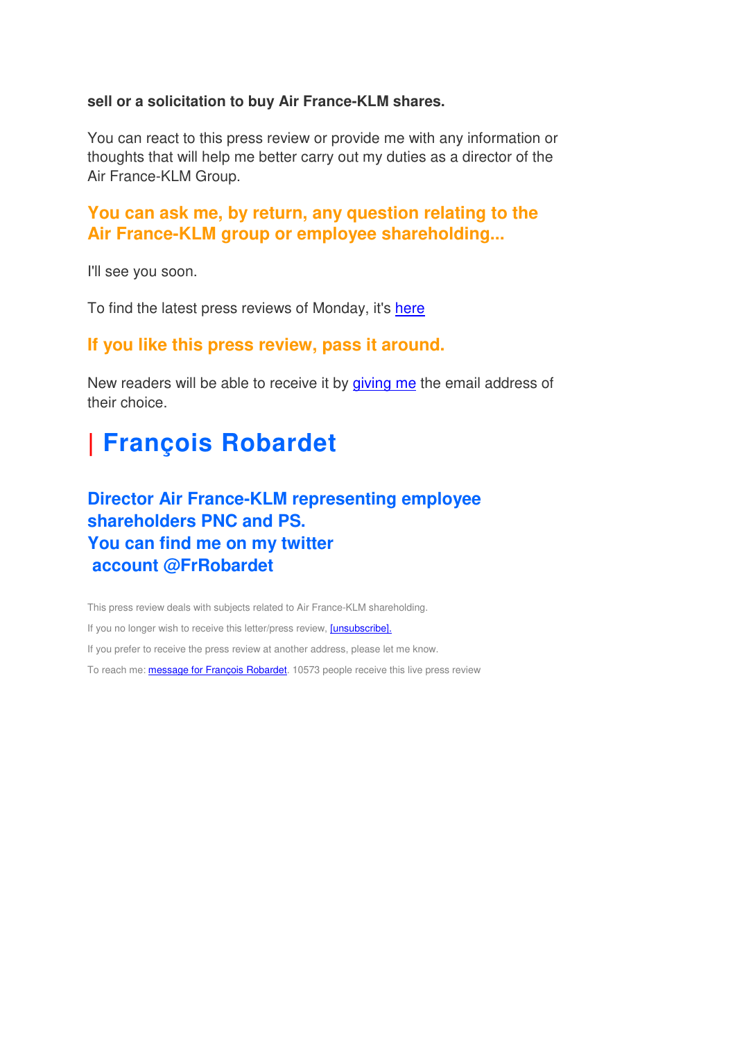**sell or a solicitation to buy Air France-KLM shares.**

You can react to this press review or provide me with any information or thoughts that will help me better carry out my duties as a director of the Air France-KLM Group.

### You can ask me, by return, any question relating to the Air France-KLM group or employee shareholding...

I'll see you soon.

To find the latest press reviews of Monday, it's [here]

### If you like this press review, pass it around.

New readers will be able to receive it by [giving me] the email address of their choice.

# | François Robardet

### Director Air France-KLM representing employee shareholders PNC and PS.
### You can find me on my twitter account @FrRobardet

This press review deals with subjects related to Air France-KLM shareholding.

If you no longer wish to receive this letter/press review, [unsubscribe].

If you prefer to receive the press review at another address, please let me know.

To reach me: [message for François Robardet]. 10573 people receive this live press review